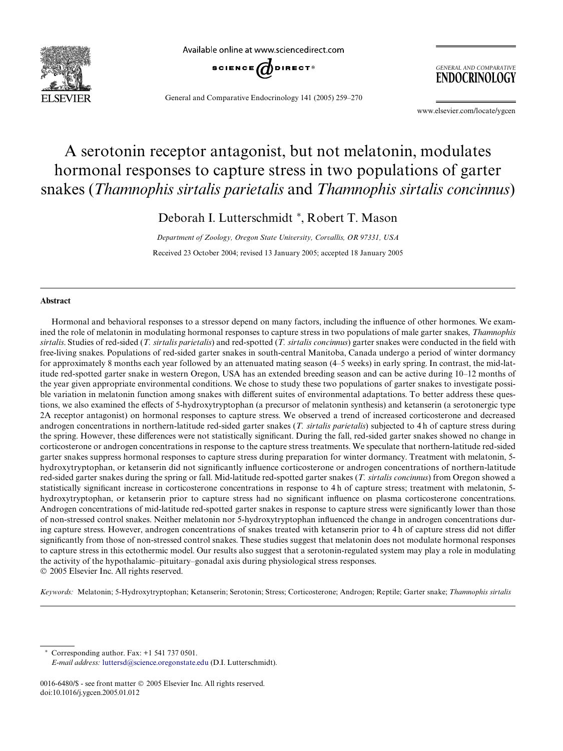# A serotonin receptor antagonist, but not melatonin, modulates hormonal responses to capture stress in two populations of garter snakes (*Thamnophis sirtalis parietalis* and *Thamnophis sirtalis concinnus*)

Deborah I. Lutterschmidt *, Robert T. Mason

*Department of Zoology, Oregon State University, Corvallis, OR 97331, USA*

Received 23 October 2004; revised 13 January 2005; accepted 18 January 2005

## Abstract

Hormonal and behavioral responses to a stressor depend on many factors, including the influence of other hormones. We examined the role of melatonin in modulating hormonal responses to capture stress in two populations of male garter snakes, *Thamnophis sirtalis*. Studies of red-sided (*T. sirtalis parietalis*) and red-spotted (*T. sirtalis concinnus*) garter snakes were conducted in the field with free-living snakes. Populations of red-sided garter snakes in south-central Manitoba, Canada undergo a period of winter dormancy for approximately 8 months each year followed by an attenuated mating season (4–5 weeks) in early spring. In contrast, the mid-latitude red-spotted garter snake in western Oregon, USA has an extended breeding season and can be active during 10–12 months of the year given appropriate environmental conditions. We chose to study these two populations of garter snakes to investigate possible variation in melatonin function among snakes with different suites of environmental adaptations. To better address these questions, we also examined the effects of 5-hydroxytryptophan (a precursor of melatonin synthesis) and ketanserin (a serotonergic type 2A receptor antagonist) on hormonal responses to capture stress. We observed a trend of increased corticosterone and decreased androgen concentrations in northern-latitude red-sided garter snakes (*T. sirtalis parietalis*) subjected to 4 h of capture stress during the spring. However, these differences were not statistically significant. During the fall, red-sided garter snakes showed no change in corticosterone or androgen concentrations in response to the capture stress treatments. We speculate that northern-latitude red-sided garter snakes suppress hormonal responses to capture stress during preparation for winter dormancy. Treatment with melatonin, 5-hydroxytryptophan, or ketanserin did not significantly influence corticosterone or androgen concentrations of northern-latitude red-sided garter snakes during the spring or fall. Mid-latitude red-spotted garter snakes (*T. sirtalis concinnus*) from Oregon showed a statistically significant increase in corticosterone concentrations in response to 4 h of capture stress; treatment with melatonin, 5-hydroxytryptophan, or ketanserin prior to capture stress had no significant influence on plasma corticosterone concentrations. Androgen concentrations of mid-latitude red-spotted garter snakes in response to capture stress were significantly lower than those of non-stressed control snakes. Neither melatonin nor 5-hydroxytryptophan influenced the change in androgen concentrations during capture stress. However, androgen concentrations of snakes treated with ketanserin prior to 4 h of capture stress did not differ significantly from those of non-stressed control snakes. These studies suggest that melatonin does not modulate hormonal responses to capture stress in this ectothermic model. Our results also suggest that a serotonin-regulated system may play a role in modulating the activity of the hypothalamic–pituitary–gonadal axis during physiological stress responses.
© 2005 Elsevier Inc. All rights reserved.

*Keywords:* Melatonin; 5-Hydroxytryptophan; Ketanserin; Serotonin; Stress; Corticosterone; Androgen; Reptile; Garter snake; *Thamnophis sirtalis*

---

* Corresponding author. Fax: +1 541 737 0501.
*E-mail address:* luttersd@science.oregonstate.edu (D.I. Lutterschmidt).

0016-6480/$ - see front matter © 2005 Elsevier Inc. All rights reserved.
doi:10.1016/j.ygcen.2005.01.012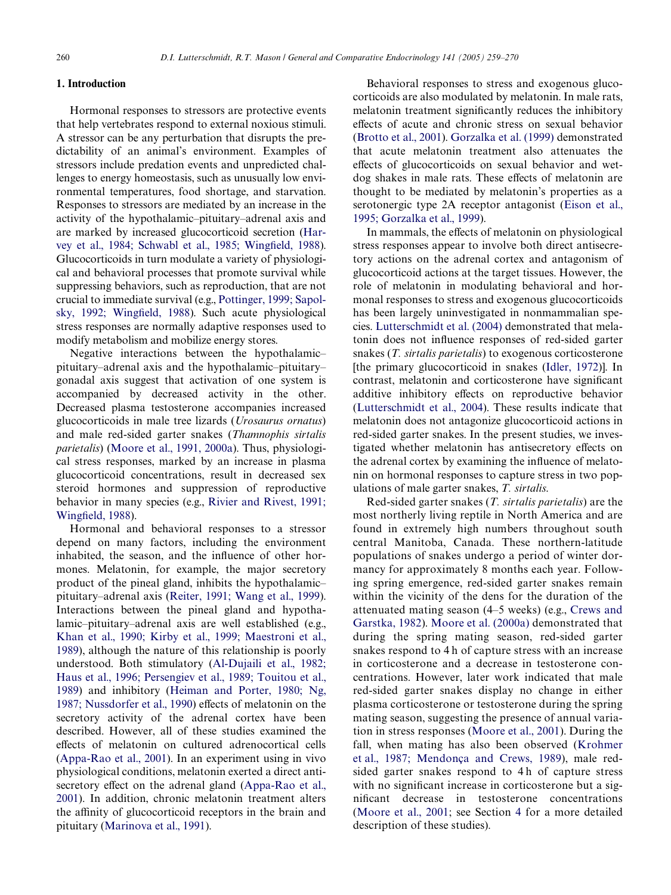## 1. Introduction

Hormonal responses to stressors are protective events that help vertebrates respond to external noxious stimuli. A stressor can be any perturbation that disrupts the predictability of an animal's environment. Examples of stressors include predation events and unpredicted challenges to energy homeostasis, such as unusually low environmental temperatures, food shortage, and starvation. Responses to stressors are mediated by an increase in the activity of the hypothalamic–pituitary–adrenal axis and are marked by increased glucocorticoid secretion (Harvey et al., 1984; Schwabl et al., 1985; Wingfield, 1988). Glucocorticoids in turn modulate a variety of physiological and behavioral processes that promote survival while suppressing behaviors, such as reproduction, that are not crucial to immediate survival (e.g., Pottinger, 1999; Sapolsky, 1992; Wingfield, 1988). Such acute physiological stress responses are normally adaptive responses used to modify metabolism and mobilize energy stores.

Negative interactions between the hypothalamic–pituitary–adrenal axis and the hypothalamic–pituitary–gonadal axis suggest that activation of one system is accompanied by decreased activity in the other. Decreased plasma testosterone accompanies increased glucocorticoids in male tree lizards (*Urosaurus ornatus*) and male red-sided garter snakes (*Thamnophis sirtalis parietalis*) (Moore et al., 1991, 2000a). Thus, physiological stress responses, marked by an increase in plasma glucocorticoid concentrations, result in decreased sex steroid hormones and suppression of reproductive behavior in many species (e.g., Rivier and Rivest, 1991; Wingfield, 1988).

Hormonal and behavioral responses to a stressor depend on many factors, including the environment inhabited, the season, and the influence of other hormones. Melatonin, for example, the major secretory product of the pineal gland, inhibits the hypothalamic–pituitary–adrenal axis (Reiter, 1991; Wang et al., 1999). Interactions between the pineal gland and hypothalamic–pituitary–adrenal axis are well established (e.g., Khan et al., 1990; Kirby et al., 1999; Maestroni et al., 1989), although the nature of this relationship is poorly understood. Both stimulatory (Al-Dujaili et al., 1982; Haus et al., 1996; Persengiev et al., 1989; Touitou et al., 1989) and inhibitory (Heiman and Porter, 1980; Ng, 1987; Nussdorfer et al., 1990) effects of melatonin on the secretory activity of the adrenal cortex have been described. However, all of these studies examined the effects of melatonin on cultured adrenocortical cells (Appa-Rao et al., 2001). In an experiment using in vivo physiological conditions, melatonin exerted a direct antisecretory effect on the adrenal gland (Appa-Rao et al., 2001). In addition, chronic melatonin treatment alters the affinity of glucocorticoid receptors in the brain and pituitary (Marinova et al., 1991).

Behavioral responses to stress and exogenous glucocorticoids are also modulated by melatonin. In male rats, melatonin treatment significantly reduces the inhibitory effects of acute and chronic stress on sexual behavior (Brotto et al., 2001). Gorzalka et al. (1999) demonstrated that acute melatonin treatment also attenuates the effects of glucocorticoids on sexual behavior and wet-dog shakes in male rats. These effects of melatonin are thought to be mediated by melatonin's properties as a serotonergic type 2A receptor antagonist (Eison et al., 1995; Gorzalka et al., 1999).

In mammals, the effects of melatonin on physiological stress responses appear to involve both direct antisecretory actions on the adrenal cortex and antagonism of glucocorticoid actions at the target tissues. However, the role of melatonin in modulating behavioral and hormonal responses to stress and exogenous glucocorticoids has been largely uninvestigated in nonmammalian species. Lutterschmidt et al. (2004) demonstrated that melatonin does not influence responses of red-sided garter snakes (*T. sirtalis parietalis*) to exogenous corticosterone [the primary glucocorticoid in snakes (Idler, 1972)]. In contrast, melatonin and corticosterone have significant additive inhibitory effects on reproductive behavior (Lutterschmidt et al., 2004). These results indicate that melatonin does not antagonize glucocorticoid actions in red-sided garter snakes. In the present studies, we investigated whether melatonin has antisecretory effects on the adrenal cortex by examining the influence of melatonin on hormonal responses to capture stress in two populations of male garter snakes, *T. sirtalis.*

Red-sided garter snakes (*T. sirtalis parietalis*) are the most northerly living reptile in North America and are found in extremely high numbers throughout south central Manitoba, Canada. These northern-latitude populations of snakes undergo a period of winter dormancy for approximately 8 months each year. Following spring emergence, red-sided garter snakes remain within the vicinity of the dens for the duration of the attenuated mating season (4–5 weeks) (e.g., Crews and Garstka, 1982). Moore et al. (2000a) demonstrated that during the spring mating season, red-sided garter snakes respond to 4 h of capture stress with an increase in corticosterone and a decrease in testosterone concentrations. However, later work indicated that male red-sided garter snakes display no change in either plasma corticosterone or testosterone during the spring mating season, suggesting the presence of annual variation in stress responses (Moore et al., 2001). During the fall, when mating has also been observed (Krohmer et al., 1987; Mendonça and Crews, 1989), male red-sided garter snakes respond to 4 h of capture stress with no significant increase in corticosterone but a significant decrease in testosterone concentrations (Moore et al., 2001; see Section 4 for a more detailed description of these studies).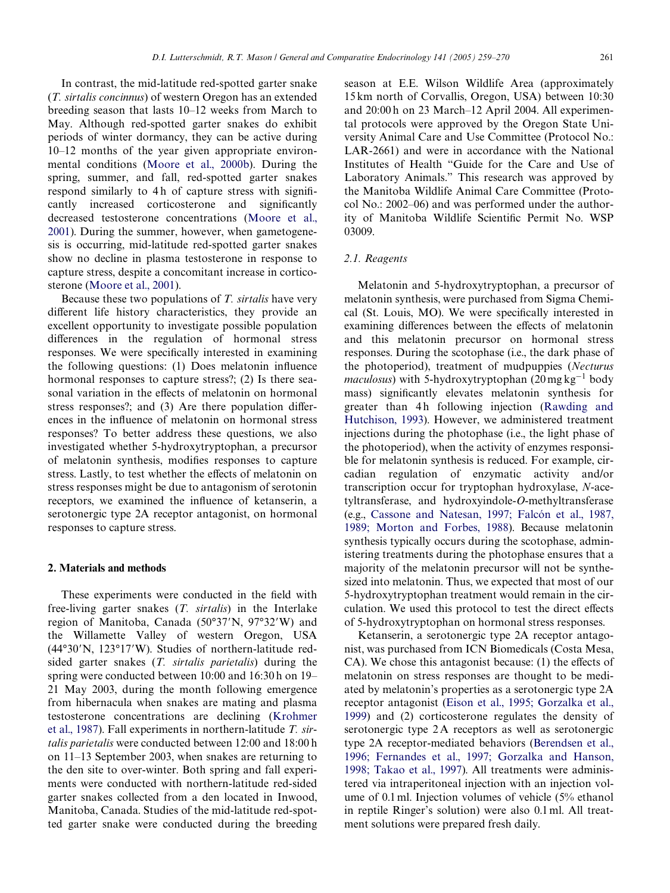In contrast, the mid-latitude red-spotted garter snake (*T. sirtalis concinnus*) of western Oregon has an extended breeding season that lasts 10–12 weeks from March to May. Although red-spotted garter snakes do exhibit periods of winter dormancy, they can be active during 10–12 months of the year given appropriate environmental conditions (Moore et al., 2000b). During the spring, summer, and fall, red-spotted garter snakes respond similarly to 4 h of capture stress with significantly increased corticosterone and significantly decreased testosterone concentrations (Moore et al., 2001). During the summer, however, when gametogenesis is occurring, mid-latitude red-spotted garter snakes show no decline in plasma testosterone in response to capture stress, despite a concomitant increase in corticosterone (Moore et al., 2001).

Because these two populations of *T. sirtalis* have very different life history characteristics, they provide an excellent opportunity to investigate possible population differences in the regulation of hormonal stress responses. We were specifically interested in examining the following questions: (1) Does melatonin influence hormonal responses to capture stress?; (2) Is there seasonal variation in the effects of melatonin on hormonal stress responses?; and (3) Are there population differences in the influence of melatonin on hormonal stress responses? To better address these questions, we also investigated whether 5-hydroxytryptophan, a precursor of melatonin synthesis, modifies responses to capture stress. Lastly, to test whether the effects of melatonin on stress responses might be due to antagonism of serotonin receptors, we examined the influence of ketanserin, a serotonergic type 2A receptor antagonist, on hormonal responses to capture stress.

## 2. Materials and methods

These experiments were conducted in the field with free-living garter snakes (*T. sirtalis*) in the Interlake region of Manitoba, Canada (50°37′N, 97°32′W) and the Willamette Valley of western Oregon, USA (44°30′N, 123°17′W). Studies of northern-latitude red-sided garter snakes (*T. sirtalis parietalis*) during the spring were conducted between 10:00 and 16:30 h on 19–21 May 2003, during the month following emergence from hibernacula when snakes are mating and plasma testosterone concentrations are declining (Krohmer et al., 1987). Fall experiments in northern-latitude *T. sirtalis parietalis* were conducted between 12:00 and 18:00 h on 11–13 September 2003, when snakes are returning to the den site to over-winter. Both spring and fall experiments were conducted with northern-latitude red-sided garter snakes collected from a den located in Inwood, Manitoba, Canada. Studies of the mid-latitude red-spotted garter snake were conducted during the breeding season at E.E. Wilson Wildlife Area (approximately 15 km north of Corvallis, Oregon, USA) between 10:30 and 20:00 h on 23 March–12 April 2004. All experimental protocols were approved by the Oregon State University Animal Care and Use Committee (Protocol No.: LAR-2661) and were in accordance with the National Institutes of Health "Guide for the Care and Use of Laboratory Animals." This research was approved by the Manitoba Wildlife Animal Care Committee (Protocol No.: 2002–06) and was performed under the authority of Manitoba Wildlife Scientific Permit No. WSP 03009.

### 2.1. Reagents

Melatonin and 5-hydroxytryptophan, a precursor of melatonin synthesis, were purchased from Sigma Chemical (St. Louis, MO). We were specifically interested in examining differences between the effects of melatonin and this melatonin precursor on hormonal stress responses. During the scotophase (i.e., the dark phase of the photoperiod), treatment of mudpuppies (*Necturus maculosus*) with 5-hydroxytryptophan (20 mg $kg^{-1}$ body mass) significantly elevates melatonin synthesis for greater than 4 h following injection (Rawding and Hutchison, 1993). However, we administered treatment injections during the photophase (i.e., the light phase of the photoperiod), when the activity of enzymes responsible for melatonin synthesis is reduced. For example, circadian regulation of enzymatic activity and/or transcription occur for tryptophan hydroxylase, *N*-acetyltransferase, and hydroxyindole-*O*-methyltransferase (e.g., Cassone and Natesan, 1997; Falcón et al., 1987, 1989; Morton and Forbes, 1988). Because melatonin synthesis typically occurs during the scotophase, administering treatments during the photophase ensures that a majority of the melatonin precursor will not be synthesized into melatonin. Thus, we expected that most of our 5-hydroxytryptophan treatment would remain in the circulation. We used this protocol to test the direct effects of 5-hydroxytryptophan on hormonal stress responses.

Ketanserin, a serotonergic type 2A receptor antagonist, was purchased from ICN Biomedicals (Costa Mesa, CA). We chose this antagonist because: (1) the effects of melatonin on stress responses are thought to be mediated by melatonin's properties as a serotonergic type 2A receptor antagonist (Eison et al., 1995; Gorzalka et al., 1999) and (2) corticosterone regulates the density of serotonergic type 2A receptors as well as serotonergic type 2A receptor-mediated behaviors (Berendsen et al., 1996; Fernandes et al., 1997; Gorzalka and Hanson, 1998; Takao et al., 1997). All treatments were administered via intraperitoneal injection with an injection volume of 0.1 ml. Injection volumes of vehicle (5% ethanol in reptile Ringer's solution) were also 0.1 ml. All treatment solutions were prepared fresh daily.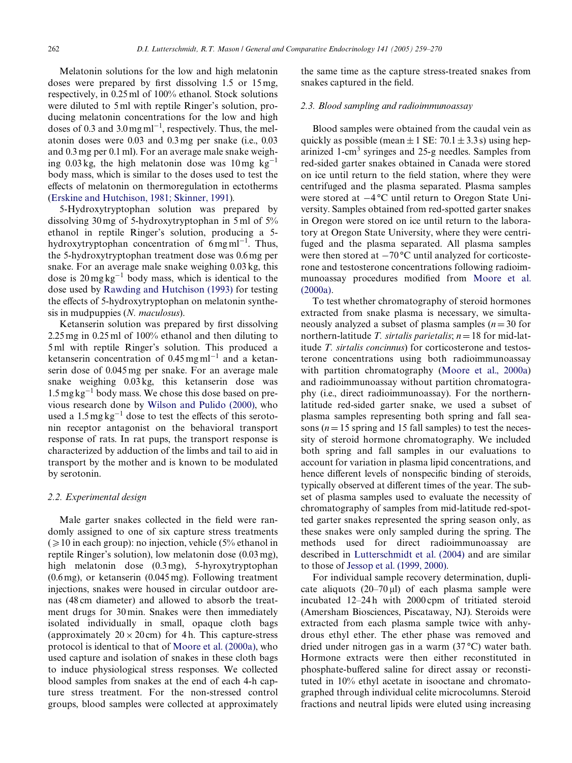Melatonin solutions for the low and high melatonin doses were prepared by first dissolving 1.5 or 15 mg, respectively, in 0.25 ml of 100% ethanol. Stock solutions were diluted to 5 ml with reptile Ringer's solution, producing melatonin concentrations for the low and high doses of 0.3 and 3.0 mg $ml^{-1}$, respectively. Thus, the melatonin doses were 0.03 and 0.3 mg per snake (i.e., 0.03 and 0.3 mg per 0.1 ml). For an average male snake weighing 0.03 kg, the high melatonin dose was 10 mg $kg^{-1}$ body mass, which is similar to the doses used to test the effects of melatonin on thermoregulation in ectotherms (Erskine and Hutchison, 1981; Skinner, 1991).

5-Hydroxytryptophan solution was prepared by dissolving 30 mg of 5-hydroxytryptophan in 5 ml of 5% ethanol in reptile Ringer's solution, producing a 5-hydroxytryptophan concentration of 6 mg $ml^{-1}$. Thus, the 5-hydroxytryptophan treatment dose was 0.6 mg per snake. For an average male snake weighing 0.03 kg, this dose is 20 mg $kg^{-1}$ body mass, which is identical to the dose used by Rawding and Hutchison (1993) for testing the effects of 5-hydroxytryptophan on melatonin synthesis in mudpuppies (*N. maculosus*).

Ketanserin solution was prepared by first dissolving 2.25 mg in 0.25 ml of 100% ethanol and then diluting to 5 ml with reptile Ringer's solution. This produced a ketanserin concentration of 0.45 mg $ml^{-1}$ and a ketanserin dose of 0.045 mg per snake. For an average male snake weighing 0.03 kg, this ketanserin dose was 1.5 mg $kg^{-1}$ body mass. We chose this dose based on previous research done by Wilson and Pulido (2000), who used a 1.5 mg $kg^{-1}$ dose to test the effects of this serotonin receptor antagonist on the behavioral transport response of rats. In rat pups, the transport response is characterized by adduction of the limbs and tail to aid in transport by the mother and is known to be modulated by serotonin.

### 2.2. Experimental design

Male garter snakes collected in the field were randomly assigned to one of six capture stress treatments ($\geqslant 10$ in each group): no injection, vehicle (5% ethanol in reptile Ringer's solution), low melatonin dose (0.03 mg), high melatonin dose (0.3 mg), 5-hyroxytryptophan (0.6 mg), or ketanserin (0.045 mg). Following treatment injections, snakes were housed in circular outdoor arenas (48 cm diameter) and allowed to absorb the treatment drugs for 30 min. Snakes were then immediately isolated individually in small, opaque cloth bags (approximately $20 \times 20$ cm) for 4 h. This capture-stress protocol is identical to that of Moore et al. (2000a), who used capture and isolation of snakes in these cloth bags to induce physiological stress responses. We collected blood samples from snakes at the end of each 4-h capture stress treatment. For the non-stressed control groups, blood samples were collected at approximately the same time as the capture stress-treated snakes from snakes captured in the field.

### 2.3. Blood sampling and radioimmunoassay

Blood samples were obtained from the caudal vein as quickly as possible (mean $\pm$ 1 SE: $70.1 \pm 3.3$ s) using heparinized 1-$cm^3$ syringes and 25-g needles. Samples from red-sided garter snakes obtained in Canada were stored on ice until return to the field station, where they were centrifuged and the plasma separated. Plasma samples were stored at $-4$ °C until return to Oregon State University. Samples obtained from red-spotted garter snakes in Oregon were stored on ice until return to the laboratory at Oregon State University, where they were centrifuged and the plasma separated. All plasma samples were then stored at $-70$ °C until analyzed for corticosterone and testosterone concentrations following radioimmunoassay procedures modified from Moore et al. (2000a).

To test whether chromatography of steroid hormones extracted from snake plasma is necessary, we simultaneously analyzed a subset of plasma samples ($n = 30$ for northern-latitude *T. sirtalis parietalis*; $n = 18$ for mid-latitude *T. sirtalis concinnus*) for corticosterone and testosterone concentrations using both radioimmunoassay with partition chromatography (Moore et al., 2000a) and radioimmunoassay without partition chromatography (i.e., direct radioimmunoassay). For the northern-latitude red-sided garter snake, we used a subset of plasma samples representing both spring and fall seasons ($n = 15$ spring and 15 fall samples) to test the necessity of steroid hormone chromatography. We included both spring and fall samples in our evaluations to account for variation in plasma lipid concentrations, and hence different levels of nonspecific binding of steroids, typically observed at different times of the year. The subset of plasma samples used to evaluate the necessity of chromatography of samples from mid-latitude red-spotted garter snakes represented the spring season only, as these snakes were only sampled during the spring. The methods used for direct radioimmunoassay are described in Lutterschmidt et al. (2004) and are similar to those of Jessop et al. (1999, 2000).

For individual sample recovery determination, duplicate aliquots (20–70 μl) of each plasma sample were incubated 12–24 h with 2000 cpm of tritiated steroid (Amersham Biosciences, Piscataway, NJ). Steroids were extracted from each plasma sample twice with anhydrous ethyl ether. The ether phase was removed and dried under nitrogen gas in a warm (37 °C) water bath. Hormone extracts were then either reconstituted in phosphate-buffered saline for direct assay or reconstituted in 10% ethyl acetate in isooctane and chromatographed through individual celite microcolumns. Steroid fractions and neutral lipids were eluted using increasing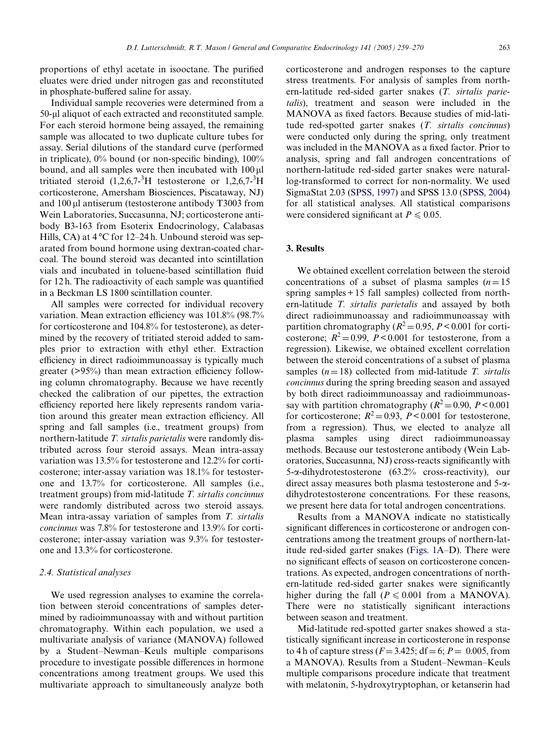proportions of ethyl acetate in isooctane. The purified eluates were dried under nitrogen gas and reconstituted in phosphate-buffered saline for assay.

Individual sample recoveries were determined from a 50-μl aliquot of each extracted and reconstituted sample. For each steroid hormone being assayed, the remaining sample was allocated to two duplicate culture tubes for assay. Serial dilutions of the standard curve (performed in triplicate), 0% bound (or non-specific binding), 100% bound, and all samples were then incubated with 100 μl tritiated steroid (1,2,6,7-$^3$H testosterone or 1,2,6,7-$^3$H corticosterone, Amersham Biosciences, Piscataway, NJ) and 100 μl antiserum (testosterone antibody T3003 from Wein Laboratories, Succasunna, NJ; corticosterone antibody B3-163 from Esoterix Endocrinology, Calabasas Hills, CA) at 4 °C for 12–24 h. Unbound steroid was separated from bound hormone using dextran-coated charcoal. The bound steroid was decanted into scintillation vials and incubated in toluene-based scintillation fluid for 12 h. The radioactivity of each sample was quantified in a Beckman LS 1800 scintillation counter.

All samples were corrected for individual recovery variation. Mean extraction efficiency was 101.8% (98.7% for corticosterone and 104.8% for testosterone), as determined by the recovery of tritiated steroid added to samples prior to extraction with ethyl ether. Extraction efficiency in direct radioimmunoassay is typically much greater (>95%) than mean extraction efficiency following column chromatography. Because we have recently checked the calibration of our pipettes, the extraction efficiency reported here likely represents random variation around this greater mean extraction efficiency. All spring and fall samples (i.e., treatment groups) from northern-latitude *T. sirtalis parietalis* were randomly distributed across four steroid assays. Mean intra-assay variation was 13.5% for testosterone and 12.2% for corticosterone; inter-assay variation was 18.1% for testosterone and 13.7% for corticosterone. All samples (i.e., treatment groups) from mid-latitude *T. sirtalis concinnus* were randomly distributed across two steroid assays. Mean intra-assay variation of samples from *T. sirtalis concinnus* was 7.8% for testosterone and 13.9% for corticosterone; inter-assay variation was 9.3% for testosterone and 13.3% for corticosterone.

### 2.4. Statistical analyses

We used regression analyses to examine the correlation between steroid concentrations of samples determined by radioimmunoassay with and without partition chromatography. Within each population, we used a multivariate analysis of variance (MANOVA) followed by a Student–Newman–Keuls multiple comparisons procedure to investigate possible differences in hormone concentrations among treatment groups. We used this multivariate approach to simultaneously analyze both corticosterone and androgen responses to the capture stress treatments. For analysis of samples from northern-latitude red-sided garter snakes (*T. sirtalis parietalis*), treatment and season were included in the MANOVA as fixed factors. Because studies of mid-latitude red-spotted garter snakes (*T. sirtalis concinnus*) were conducted only during the spring, only treatment was included in the MANOVA as a fixed factor. Prior to analysis, spring and fall androgen concentrations of northern-latitude red-sided garter snakes were natural-log-transformed to correct for non-normality. We used SigmaStat 2.03 (SPSS, 1997) and SPSS 13.0 (SPSS, 2004) for all statistical analyses. All statistical comparisons were considered significant at $P \leqslant 0.05$.

## 3. Results

We obtained excellent correlation between the steroid concentrations of a subset of plasma samples ($n = 15$ spring samples + 15 fall samples) collected from northern-latitude *T. sirtalis parietalis* and assayed by both direct radioimmunoassay and radioimmunoassay with partition chromatography ($R^2 = 0.95$, $P < 0.001$ for corticosterone; $R^2 = 0.99$, $P < 0.001$ for testosterone, from a regression). Likewise, we obtained excellent correlation between the steroid concentrations of a subset of plasma samples ($n = 18$) collected from mid-latitude *T. sirtalis concinnus* during the spring breeding season and assayed by both direct radioimmunoassay and radioimmunoassay with partition chromatography ($R^2 = 0.90$, $P < 0.001$ for corticosterone; $R^2 = 0.93$, $P < 0.001$ for testosterone, from a regression). Thus, we elected to analyze all plasma samples using direct radioimmunoassay methods. Because our testosterone antibody (Wein Laboratories, Succasunna, NJ) cross-reacts significantly with 5-α-dihydrotestosterone (63.2% cross-reactivity), our direct assay measures both plasma testosterone and 5-α-dihydrotestosterone concentrations. For these reasons, we present here data for total androgen concentrations.

Results from a MANOVA indicate no statistically significant differences in corticosterone or androgen concentrations among the treatment groups of northern-latitude red-sided garter snakes (Figs. 1A–D). There were no significant effects of season on corticosterone concentrations. As expected, androgen concentrations of northern-latitude red-sided garter snakes were significantly higher during the fall ($P \leqslant 0.001$ from a MANOVA). There were no statistically significant interactions between season and treatment.

Mid-latitude red-spotted garter snakes showed a statistically significant increase in corticosterone in response to 4 h of capture stress ($F = 3.425$; $df = 6$; $P = 0.005$, from a MANOVA). Results from a Student–Newman–Keuls multiple comparisons procedure indicate that treatment with melatonin, 5-hydroxytryptophan, or ketanserin had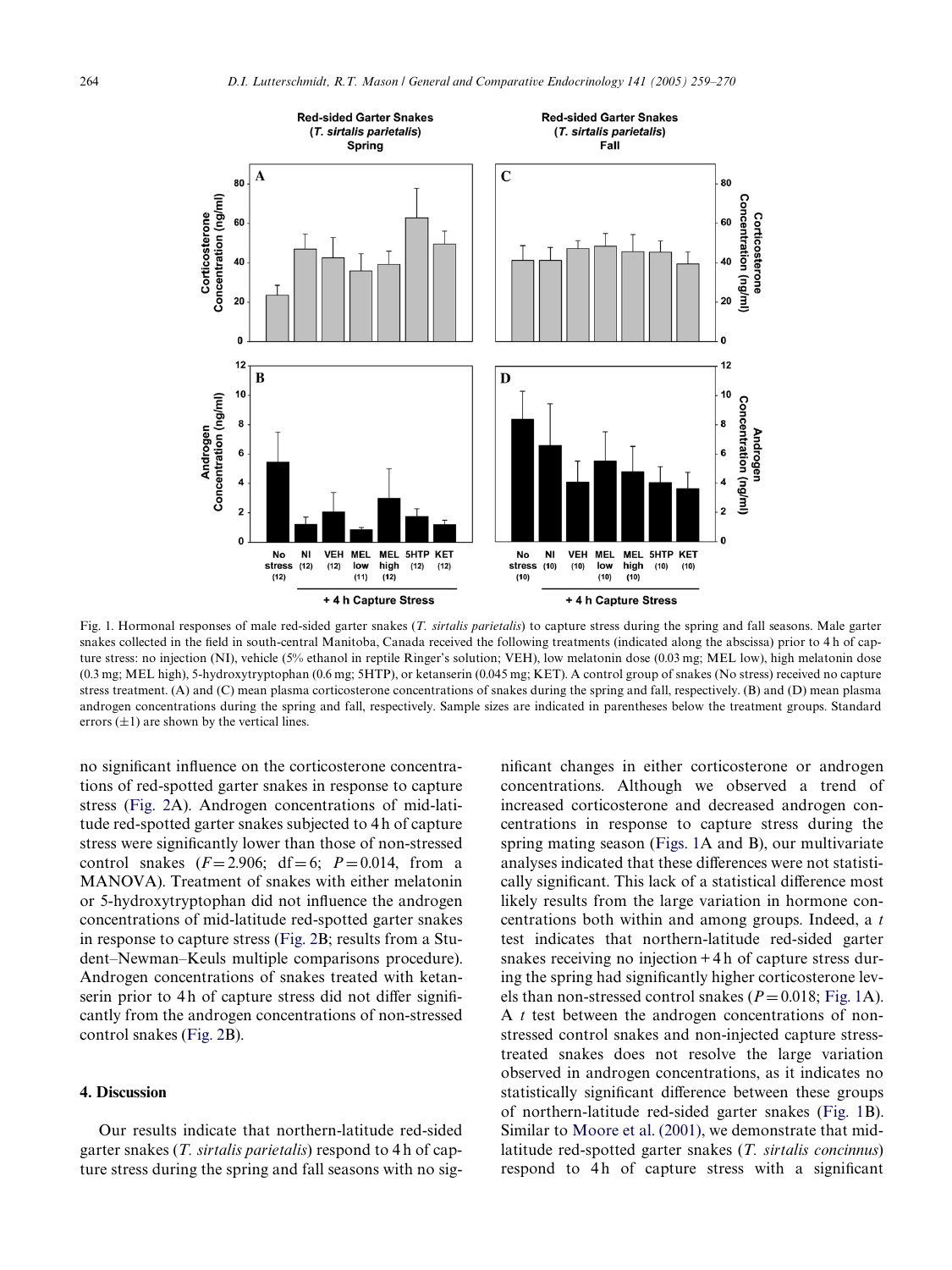Fig. 1. Hormonal responses of male red-sided garter snakes (*T. sirtalis parietalis*) to capture stress during the spring and fall seasons. Male garter snakes collected in the field in south-central Manitoba, Canada received the following treatments (indicated along the abscissa) prior to 4 h of capture stress: no injection (NI), vehicle (5% ethanol in reptile Ringer's solution; VEH), low melatonin dose (0.03 mg; MEL low), high melatonin dose (0.3 mg; MEL high), 5-hydroxytryptophan (0.6 mg; 5HTP), or ketanserin (0.045 mg; KET). A control group of snakes (No stress) received no capture stress treatment. (A) and (C) mean plasma corticosterone concentrations of snakes during the spring and fall, respectively. (B) and (D) mean plasma androgen concentrations during the spring and fall, respectively. Sample sizes are indicated in parentheses below the treatment groups. Standard errors (±1) are shown by the vertical lines.

no significant influence on the corticosterone concentrations of red-spotted garter snakes in response to capture stress (Fig. 2A). Androgen concentrations of mid-latitude red-spotted garter snakes subjected to 4 h of capture stress were significantly lower than those of non-stressed control snakes ($F = 2.906$; $df = 6$; $P = 0.014$, from a MANOVA). Treatment of snakes with either melatonin or 5-hydroxytryptophan did not influence the androgen concentrations of mid-latitude red-spotted garter snakes in response to capture stress (Fig. 2B; results from a Student–Newman–Keuls multiple comparisons procedure). Androgen concentrations of snakes treated with ketanserin prior to 4 h of capture stress did not differ significantly from the androgen concentrations of non-stressed control snakes (Fig. 2B).

## 4. Discussion

Our results indicate that northern-latitude red-sided garter snakes (*T. sirtalis parietalis*) respond to 4 h of capture stress during the spring and fall seasons with no significant changes in either corticosterone or androgen concentrations. Although we observed a trend of increased corticosterone and decreased androgen concentrations in response to capture stress during the spring mating season (Figs. 1A and B), our multivariate analyses indicated that these differences were not statistically significant. This lack of a statistical difference most likely results from the large variation in hormone concentrations both within and among groups. Indeed, a $t$ test indicates that northern-latitude red-sided garter snakes receiving no injection + 4 h of capture stress during the spring had significantly higher corticosterone levels than non-stressed control snakes ($P = 0.018$; Fig. 1A). A $t$ test between the androgen concentrations of non-stressed control snakes and non-injected capture stress-treated snakes does not resolve the large variation observed in androgen concentrations, as it indicates no statistically significant difference between these groups of northern-latitude red-sided garter snakes (Fig. 1B). Similar to Moore et al. (2001), we demonstrate that mid-latitude red-spotted garter snakes (*T. sirtalis concinnus*) respond to 4 h of capture stress with a significant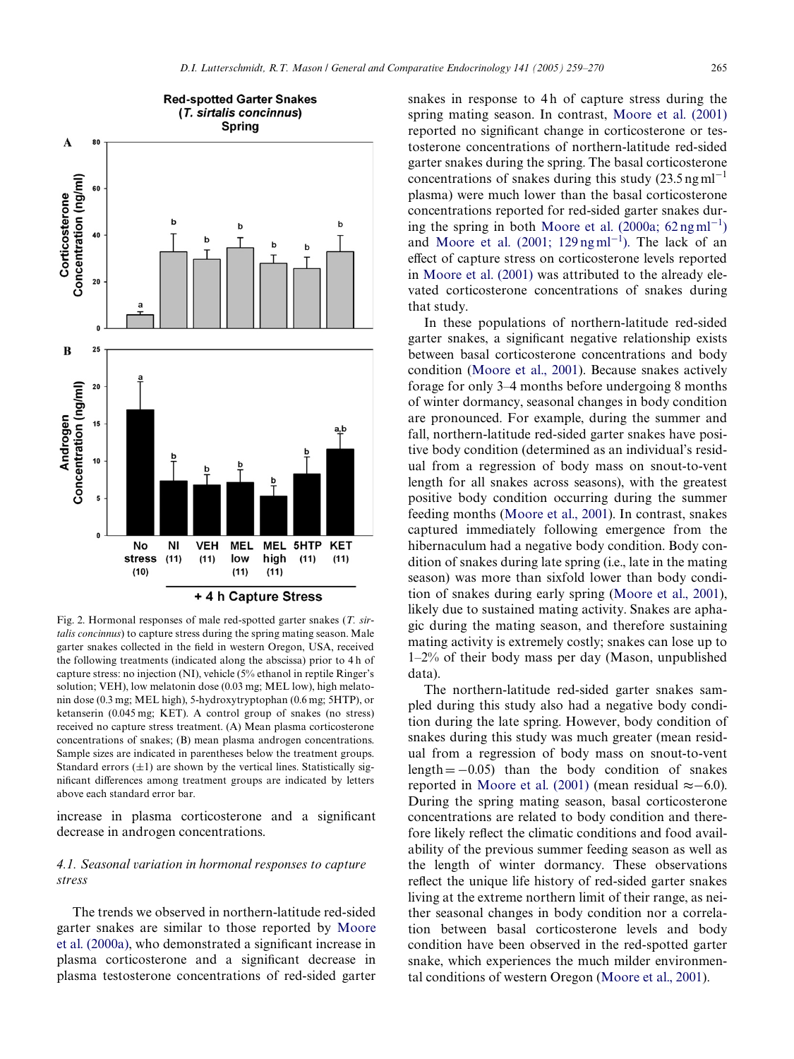Fig. 2. Hormonal responses of male red-spotted garter snakes (*T. sirtalis concinnus*) to capture stress during the spring mating season. Male garter snakes collected in the field in western Oregon, USA, received the following treatments (indicated along the abscissa) prior to 4 h of capture stress: no injection (NI), vehicle (5% ethanol in reptile Ringer's solution; VEH), low melatonin dose (0.03 mg; MEL low), high melatonin dose (0.3 mg; MEL high), 5-hydroxytryptophan (0.6 mg; 5HTP), or ketanserin (0.045 mg; KET). A control group of snakes (no stress) received no capture stress treatment. (A) Mean plasma corticosterone concentrations of snakes; (B) mean plasma androgen concentrations. Sample sizes are indicated in parentheses below the treatment groups. Standard errors (±1) are shown by the vertical lines. Statistically significant differences among treatment groups are indicated by letters above each standard error bar.

increase in plasma corticosterone and a significant decrease in androgen concentrations.

### 4.1. Seasonal variation in hormonal responses to capture stress

The trends we observed in northern-latitude red-sided garter snakes are similar to those reported by Moore et al. (2000a), who demonstrated a significant increase in plasma corticosterone and a significant decrease in plasma testosterone concentrations of red-sided garter snakes in response to 4 h of capture stress during the spring mating season. In contrast, Moore et al. (2001) reported no significant change in corticosterone or testosterone concentrations of northern-latitude red-sided garter snakes during the spring. The basal corticosterone concentrations of snakes during this study (23.5 ng $ml^{-1}$ plasma) were much lower than the basal corticosterone concentrations reported for red-sided garter snakes during the spring in both Moore et al. (2000a; 62 ng $ml^{-1}$) and Moore et al. (2001; 129 ng $ml^{-1}$). The lack of an effect of capture stress on corticosterone levels reported in Moore et al. (2001) was attributed to the already elevated corticosterone concentrations of snakes during that study.

In these populations of northern-latitude red-sided garter snakes, a significant negative relationship exists between basal corticosterone concentrations and body condition (Moore et al., 2001). Because snakes actively forage for only 3–4 months before undergoing 8 months of winter dormancy, seasonal changes in body condition are pronounced. For example, during the summer and fall, northern-latitude red-sided garter snakes have positive body condition (determined as an individual's residual from a regression of body mass on snout-to-vent length for all snakes across seasons), with the greatest positive body condition occurring during the summer feeding months (Moore et al., 2001). In contrast, snakes captured immediately following emergence from the hibernaculum had a negative body condition. Body condition of snakes during late spring (i.e., late in the mating season) was more than sixfold lower than body condition of snakes during early spring (Moore et al., 2001), likely due to sustained mating activity. Snakes are aphagic during the mating season, and therefore sustaining mating activity is extremely costly; snakes can lose up to 1–2% of their body mass per day (Mason, unpublished data).

The northern-latitude red-sided garter snakes sampled during this study also had a negative body condition during the late spring. However, body condition of snakes during this study was much greater (mean residual from a regression of body mass on snout-to-vent length = −0.05) than the body condition of snakes reported in Moore et al. (2001) (mean residual ≈−6.0). During the spring mating season, basal corticosterone concentrations are related to body condition and therefore likely reflect the climatic conditions and food availability of the previous summer feeding season as well as the length of winter dormancy. These observations reflect the unique life history of red-sided garter snakes living at the extreme northern limit of their range, as neither seasonal changes in body condition nor a correlation between basal corticosterone levels and body condition have been observed in the red-spotted garter snake, which experiences the much milder environmental conditions of western Oregon (Moore et al., 2001).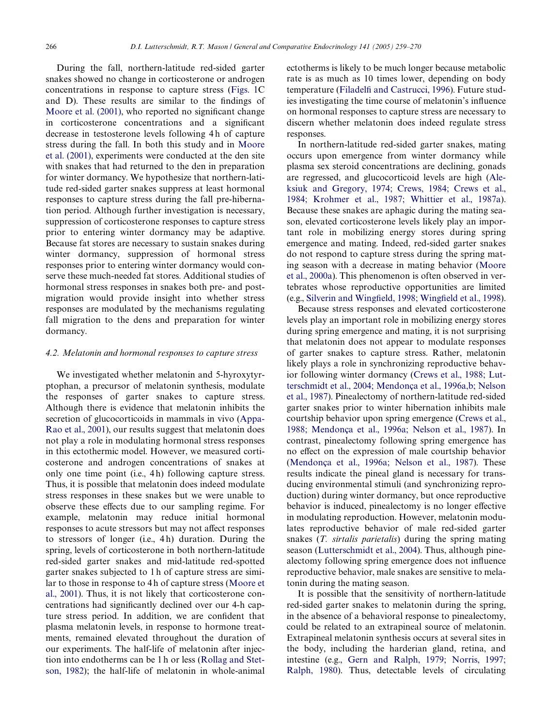During the fall, northern-latitude red-sided garter snakes showed no change in corticosterone or androgen concentrations in response to capture stress (Figs. 1C and D). These results are similar to the findings of Moore et al. (2001), who reported no significant change in corticosterone concentrations and a significant decrease in testosterone levels following 4 h of capture stress during the fall. In both this study and in Moore et al. (2001), experiments were conducted at the den site with snakes that had returned to the den in preparation for winter dormancy. We hypothesize that northern-latitude red-sided garter snakes suppress at least hormonal responses to capture stress during the fall pre-hibernation period. Although further investigation is necessary, suppression of corticosterone responses to capture stress prior to entering winter dormancy may be adaptive. Because fat stores are necessary to sustain snakes during winter dormancy, suppression of hormonal stress responses prior to entering winter dormancy would conserve these much-needed fat stores. Additional studies of hormonal stress responses in snakes both pre- and post-migration would provide insight into whether stress responses are modulated by the mechanisms regulating fall migration to the dens and preparation for winter dormancy.

#### 4.2. Melatonin and hormonal responses to capture stress

We investigated whether melatonin and 5-hyroxytyrptophan, a precursor of melatonin synthesis, modulate the responses of garter snakes to capture stress. Although there is evidence that melatonin inhibits the secretion of glucocorticoids in mammals in vivo (Appa-Rao et al., 2001), our results suggest that melatonin does not play a role in modulating hormonal stress responses in this ectothermic model. However, we measured corticosterone and androgen concentrations of snakes at only one time point (i.e., 4 h) following capture stress. Thus, it is possible that melatonin does indeed modulate stress responses in these snakes but we were unable to observe these effects due to our sampling regime. For example, melatonin may reduce initial hormonal responses to acute stressors but may not affect responses to stressors of longer (i.e., 4 h) duration. During the spring, levels of corticosterone in both northern-latitude red-sided garter snakes and mid-latitude red-spotted garter snakes subjected to 1 h of capture stress are similar to those in response to 4 h of capture stress (Moore et al., 2001). Thus, it is not likely that corticosterone concentrations had significantly declined over our 4-h capture stress period. In addition, we are confident that plasma melatonin levels, in response to hormone treatments, remained elevated throughout the duration of our experiments. The half-life of melatonin after injection into endotherms can be 1 h or less (Rollag and Stetson, 1982); the half-life of melatonin in whole-animal ectotherms is likely to be much longer because metabolic rate is as much as 10 times lower, depending on body temperature (Filadelfi and Castrucci, 1996). Future studies investigating the time course of melatonin's influence on hormonal responses to capture stress are necessary to discern whether melatonin does indeed regulate stress responses.

In northern-latitude red-sided garter snakes, mating occurs upon emergence from winter dormancy while plasma sex steroid concentrations are declining, gonads are regressed, and glucocorticoid levels are high (Aleksiuk and Gregory, 1974; Crews, 1984; Crews et al., 1984; Krohmer et al., 1987; Whittier et al., 1987a). Because these snakes are aphagic during the mating season, elevated corticosterone levels likely play an important role in mobilizing energy stores during spring emergence and mating. Indeed, red-sided garter snakes do not respond to capture stress during the spring mating season with a decrease in mating behavior (Moore et al., 2000a). This phenomenon is often observed in vertebrates whose reproductive opportunities are limited (e.g., Silverin and Wingfield, 1998; Wingfield et al., 1998).

Because stress responses and elevated corticosterone levels play an important role in mobilizing energy stores during spring emergence and mating, it is not surprising that melatonin does not appear to modulate responses of garter snakes to capture stress. Rather, melatonin likely plays a role in synchronizing reproductive behavior following winter dormancy (Crews et al., 1988; Lutterschmidt et al., 2004; Mendonça et al., 1996a,b; Nelson et al., 1987). Pinealectomy of northern-latitude red-sided garter snakes prior to winter hibernation inhibits male courtship behavior upon spring emergence (Crews et al., 1988; Mendonça et al., 1996a; Nelson et al., 1987). In contrast, pinealectomy following spring emergence has no effect on the expression of male courtship behavior (Mendonça et al., 1996a; Nelson et al., 1987). These results indicate the pineal gland is necessary for transducing environmental stimuli (and synchronizing reproduction) during winter dormancy, but once reproductive behavior is induced, pinealectomy is no longer effective in modulating reproduction. However, melatonin modulates reproductive behavior of male red-sided garter snakes (*T. sirtalis parietalis*) during the spring mating season (Lutterschmidt et al., 2004). Thus, although pinealectomy following spring emergence does not influence reproductive behavior, male snakes are sensitive to melatonin during the mating season.

It is possible that the sensitivity of northern-latitude red-sided garter snakes to melatonin during the spring, in the absence of a behavioral response to pinealectomy, could be related to an extrapineal source of melatonin. Extrapineal melatonin synthesis occurs at several sites in the body, including the harderian gland, retina, and intestine (e.g., Gern and Ralph, 1979; Norris, 1997; Ralph, 1980). Thus, detectable levels of circulating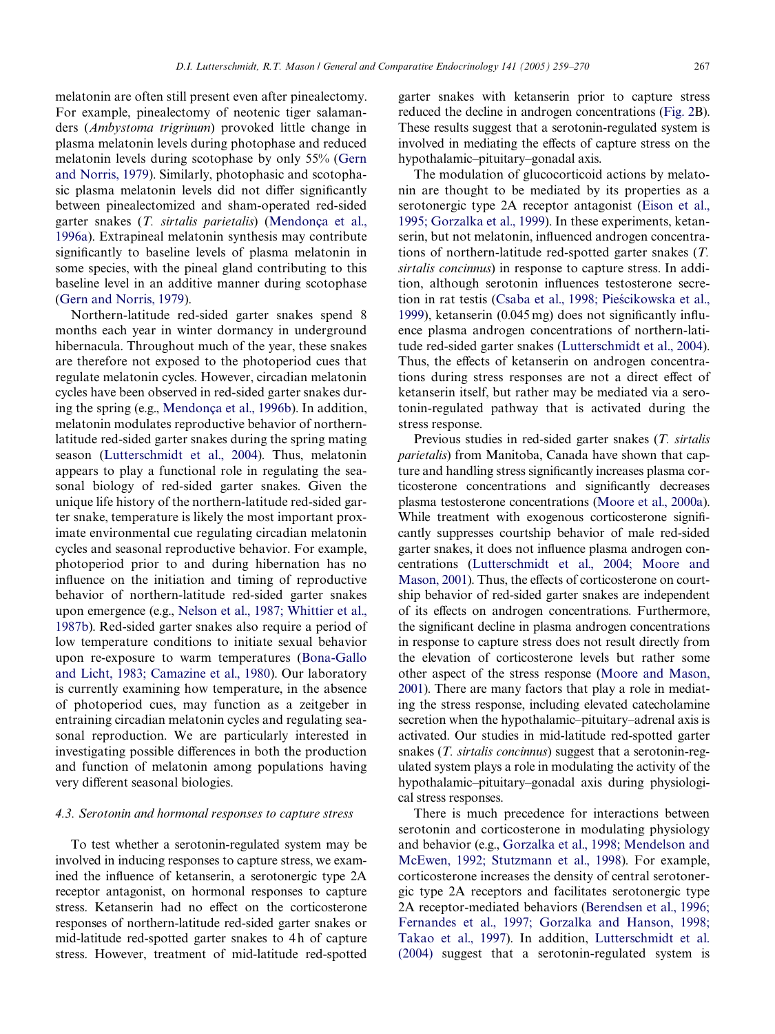melatonin are often still present even after pinealectomy. For example, pinealectomy of neotenic tiger salamanders (*Ambystoma trigrinum*) provoked little change in plasma melatonin levels during photophase and reduced melatonin levels during scotophase by only 55% (Gern and Norris, 1979). Similarly, photophasic and scotophasic plasma melatonin levels did not differ significantly between pinealectomized and sham-operated red-sided garter snakes (*T. sirtalis parietalis*) (Mendonça et al., 1996a). Extrapineal melatonin synthesis may contribute significantly to baseline levels of plasma melatonin in some species, with the pineal gland contributing to this baseline level in an additive manner during scotophase (Gern and Norris, 1979).

Northern-latitude red-sided garter snakes spend 8 months each year in winter dormancy in underground hibernacula. Throughout much of the year, these snakes are therefore not exposed to the photoperiod cues that regulate melatonin cycles. However, circadian melatonin cycles have been observed in red-sided garter snakes during the spring (e.g., Mendonça et al., 1996b). In addition, melatonin modulates reproductive behavior of northern-latitude red-sided garter snakes during the spring mating season (Lutterschmidt et al., 2004). Thus, melatonin appears to play a functional role in regulating the seasonal biology of red-sided garter snakes. Given the unique life history of the northern-latitude red-sided garter snake, temperature is likely the most important proximate environmental cue regulating circadian melatonin cycles and seasonal reproductive behavior. For example, photoperiod prior to and during hibernation has no influence on the initiation and timing of reproductive behavior of northern-latitude red-sided garter snakes upon emergence (e.g., Nelson et al., 1987; Whittier et al., 1987b). Red-sided garter snakes also require a period of low temperature conditions to initiate sexual behavior upon re-exposure to warm temperatures (Bona-Gallo and Licht, 1983; Camazine et al., 1980). Our laboratory is currently examining how temperature, in the absence of photoperiod cues, may function as a zeitgeber in entraining circadian melatonin cycles and regulating seasonal reproduction. We are particularly interested in investigating possible differences in both the production and function of melatonin among populations having very different seasonal biologies.

### 4.3. Serotonin and hormonal responses to capture stress

To test whether a serotonin-regulated system may be involved in inducing responses to capture stress, we examined the influence of ketanserin, a serotonergic type 2A receptor antagonist, on hormonal responses to capture stress. Ketanserin had no effect on the corticosterone responses of northern-latitude red-sided garter snakes or mid-latitude red-spotted garter snakes to 4 h of capture stress. However, treatment of mid-latitude red-spotted garter snakes with ketanserin prior to capture stress reduced the decline in androgen concentrations (Fig. 2B). These results suggest that a serotonin-regulated system is involved in mediating the effects of capture stress on the hypothalamic–pituitary–gonadal axis.

The modulation of glucocorticoid actions by melatonin are thought to be mediated by its properties as a serotonergic type 2A receptor antagonist (Eison et al., 1995; Gorzalka et al., 1999). In these experiments, ketanserin, but not melatonin, influenced androgen concentrations of northern-latitude red-spotted garter snakes (*T. sirtalis concinnus*) in response to capture stress. In addition, although serotonin influences testosterone secretion in rat testis (Csaba et al., 1998; Pieścikowska et al., 1999), ketanserin (0.045 mg) does not significantly influence plasma androgen concentrations of northern-latitude red-sided garter snakes (Lutterschmidt et al., 2004). Thus, the effects of ketanserin on androgen concentrations during stress responses are not a direct effect of ketanserin itself, but rather may be mediated via a serotonin-regulated pathway that is activated during the stress response.

Previous studies in red-sided garter snakes (*T. sirtalis parietalis*) from Manitoba, Canada have shown that capture and handling stress significantly increases plasma corticosterone concentrations and significantly decreases plasma testosterone concentrations (Moore et al., 2000a). While treatment with exogenous corticosterone significantly suppresses courtship behavior of male red-sided garter snakes, it does not influence plasma androgen concentrations (Lutterschmidt et al., 2004; Moore and Mason, 2001). Thus, the effects of corticosterone on courtship behavior of red-sided garter snakes are independent of its effects on androgen concentrations. Furthermore, the significant decline in plasma androgen concentrations in response to capture stress does not result directly from the elevation of corticosterone levels but rather some other aspect of the stress response (Moore and Mason, 2001). There are many factors that play a role in mediating the stress response, including elevated catecholamine secretion when the hypothalamic–pituitary–adrenal axis is activated. Our studies in mid-latitude red-spotted garter snakes (*T. sirtalis concinnus*) suggest that a serotonin-regulated system plays a role in modulating the activity of the hypothalamic–pituitary–gonadal axis during physiological stress responses.

There is much precedence for interactions between serotonin and corticosterone in modulating physiology and behavior (e.g., Gorzalka et al., 1998; Mendelson and McEwen, 1992; Stutzmann et al., 1998). For example, corticosterone increases the density of central serotonergic type 2A receptors and facilitates serotonergic type 2A receptor-mediated behaviors (Berendsen et al., 1996; Fernandes et al., 1997; Gorzalka and Hanson, 1998; Takao et al., 1997). In addition, Lutterschmidt et al. (2004) suggest that a serotonin-regulated system is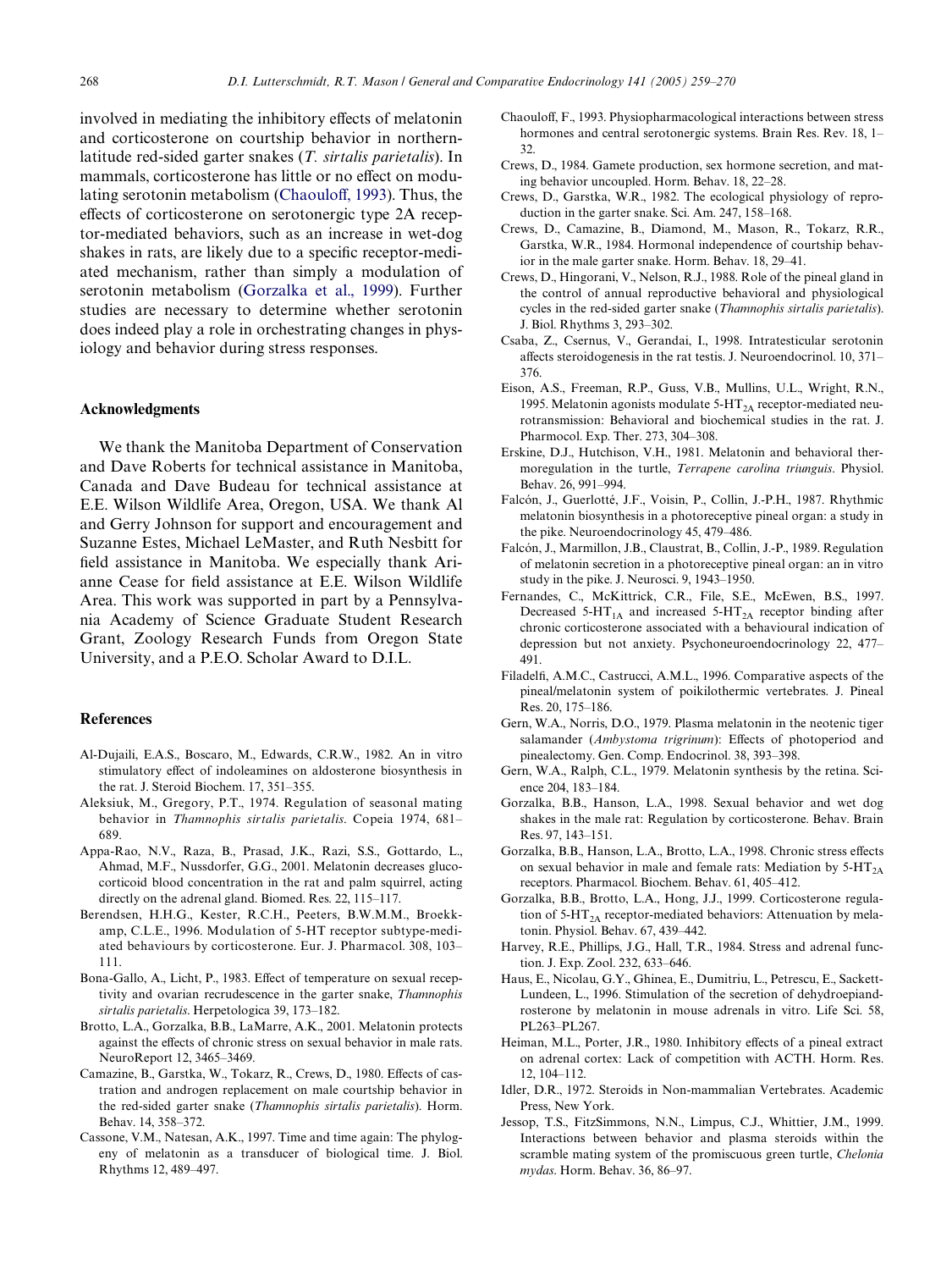involved in mediating the inhibitory effects of melatonin and corticosterone on courtship behavior in northern-latitude red-sided garter snakes (*T. sirtalis parietalis*). In mammals, corticosterone has little or no effect on modulating serotonin metabolism (Chaouloff, 1993). Thus, the effects of corticosterone on serotonergic type 2A receptor-mediated behaviors, such as an increase in wet-dog shakes in rats, are likely due to a specific receptor-mediated mechanism, rather than simply a modulation of serotonin metabolism (Gorzalka et al., 1999). Further studies are necessary to determine whether serotonin does indeed play a role in orchestrating changes in physiology and behavior during stress responses.

## Acknowledgments

We thank the Manitoba Department of Conservation and Dave Roberts for technical assistance in Manitoba, Canada and Dave Budeau for technical assistance at E.E. Wilson Wildlife Area, Oregon, USA. We thank Al and Gerry Johnson for support and encouragement and Suzanne Estes, Michael LeMaster, and Ruth Nesbitt for field assistance in Manitoba. We especially thank Arianne Cease for field assistance at E.E. Wilson Wildlife Area. This work was supported in part by a Pennsylvania Academy of Science Graduate Student Research Grant, Zoology Research Funds from Oregon State University, and a P.E.O. Scholar Award to D.I.L.

## References

Al-Dujaili, E.A.S., Boscaro, M., Edwards, C.R.W., 1982. An in vitro stimulatory effect of indoleamines on aldosterone biosynthesis in the rat. J. Steroid Biochem. 17, 351–355.

Aleksiuk, M., Gregory, P.T., 1974. Regulation of seasonal mating behavior in *Thamnophis sirtalis parietalis*. Copeia 1974, 681–689.

Appa-Rao, N.V., Raza, B., Prasad, J.K., Razi, S.S., Gottardo, L., Ahmad, M.F., Nussdorfer, G.G., 2001. Melatonin decreases glucocorticoid blood concentration in the rat and palm squirrel, acting directly on the adrenal gland. Biomed. Res. 22, 115–117.

Berendsen, H.H.G., Kester, R.C.H., Peeters, B.W.M.M., Broekkamp, C.L.E., 1996. Modulation of 5-HT receptor subtype-mediated behaviours by corticosterone. Eur. J. Pharmacol. 308, 103–111.

Bona-Gallo, A., Licht, P., 1983. Effect of temperature on sexual receptivity and ovarian recrudescence in the garter snake, *Thamnophis sirtalis parietalis*. Herpetologica 39, 173–182.

Brotto, L.A., Gorzalka, B.B., LaMarre, A.K., 2001. Melatonin protects against the effects of chronic stress on sexual behavior in male rats. NeuroReport 12, 3465–3469.

Camazine, B., Garstka, W., Tokarz, R., Crews, D., 1980. Effects of castration and androgen replacement on male courtship behavior in the red-sided garter snake (*Thamnophis sirtalis parietalis*). Horm. Behav. 14, 358–372.

Cassone, V.M., Natesan, A.K., 1997. Time and time again: The phylogeny of melatonin as a transducer of biological time. J. Biol. Rhythms 12, 489–497.

Chaouloff, F., 1993. Physiopharmacological interactions between stress hormones and central serotonergic systems. Brain Res. Rev. 18, 1–32.

Crews, D., 1984. Gamete production, sex hormone secretion, and mating behavior uncoupled. Horm. Behav. 18, 22–28.

Crews, D., Garstka, W.R., 1982. The ecological physiology of reproduction in the garter snake. Sci. Am. 247, 158–168.

Crews, D., Camazine, B., Diamond, M., Mason, R., Tokarz, R.R., Garstka, W.R., 1984. Hormonal independence of courtship behavior in the male garter snake. Horm. Behav. 18, 29–41.

Crews, D., Hingorani, V., Nelson, R.J., 1988. Role of the pineal gland in the control of annual reproductive behavioral and physiological cycles in the red-sided garter snake (*Thamnophis sirtalis parietalis*). J. Biol. Rhythms 3, 293–302.

Csaba, Z., Csernus, V., Gerandai, I., 1998. Intratesticular serotonin affects steroidogenesis in the rat testis. J. Neuroendocrinol. 10, 371–376.

Eison, A.S., Freeman, R.P., Guss, V.B., Mullins, U.L., Wright, R.N., 1995. Melatonin agonists modulate $5\text{-HT}_{2A}$ receptor-mediated neurotransmission: Behavioral and biochemical studies in the rat. J. Pharmacol. Exp. Ther. 273, 304–308.

Erskine, D.J., Hutchison, V.H., 1981. Melatonin and behavioral thermoregulation in the turtle, *Terrapene carolina triunguis*. Physiol. Behav. 26, 991–994.

Falcón, J., Guerlotté, J.F., Voisin, P., Collin, J.-P.H., 1987. Rhythmic melatonin biosynthesis in a photoreceptive pineal organ: a study in the pike. Neuroendocrinology 45, 479–486.

Falcón, J., Marmillon, J.B., Claustrat, B., Collin, J.-P., 1989. Regulation of melatonin secretion in a photoreceptive pineal organ: an in vitro study in the pike. J. Neurosci. 9, 1943–1950.

Fernandes, C., McKittrick, C.R., File, S.E., McEwen, B.S., 1997. Decreased $5\text{-HT}_{1A}$ and increased $5\text{-HT}_{2A}$ receptor binding after chronic corticosterone associated with a behavioural indication of depression but not anxiety. Psychoneuroendocrinology 22, 477–491.

Filadelfi, A.M.C., Castrucci, A.M.L., 1996. Comparative aspects of the pineal/melatonin system of poikilothermic vertebrates. J. Pineal Res. 20, 175–186.

Gern, W.A., Norris, D.O., 1979. Plasma melatonin in the neotenic tiger salamander (*Ambystoma trigrinum*): Effects of photoperiod and pinealectomy. Gen. Comp. Endocrinol. 38, 393–398.

Gern, W.A., Ralph, C.L., 1979. Melatonin synthesis by the retina. Science 204, 183–184.

Gorzalka, B.B., Hanson, L.A., 1998. Sexual behavior and wet dog shakes in the male rat: Regulation by corticosterone. Behav. Brain Res. 97, 143–151.

Gorzalka, B.B., Hanson, L.A., Brotto, L.A., 1998. Chronic stress effects on sexual behavior in male and female rats: Mediation by $5\text{-HT}_{2A}$ receptors. Pharmacol. Biochem. Behav. 61, 405–412.

Gorzalka, B.B., Brotto, L.A., Hong, J.J., 1999. Corticosterone regulation of $5\text{-HT}_{2A}$ receptor-mediated behaviors: Attenuation by melatonin. Physiol. Behav. 67, 439–442.

Harvey, R.E., Phillips, J.G., Hall, T.R., 1984. Stress and adrenal function. J. Exp. Zool. 232, 633–646.

Haus, E., Nicolau, G.Y., Ghinea, E., Dumitriu, L., Petrescu, E., Sackett-Lundeen, L., 1996. Stimulation of the secretion of dehydroepiandrosterone by melatonin in mouse adrenals in vitro. Life Sci. 58, PL263–PL267.

Heiman, M.L., Porter, J.R., 1980. Inhibitory effects of a pineal extract on adrenal cortex: Lack of competition with ACTH. Horm. Res. 12, 104–112.

Idler, D.R., 1972. Steroids in Non-mammalian Vertebrates. Academic Press, New York.

Jessop, T.S., FitzSimmons, N.N., Limpus, C.J., Whittier, J.M., 1999. Interactions between behavior and plasma steroids within the scramble mating system of the promiscuous green turtle, *Chelonia mydas*. Horm. Behav. 36, 86–97.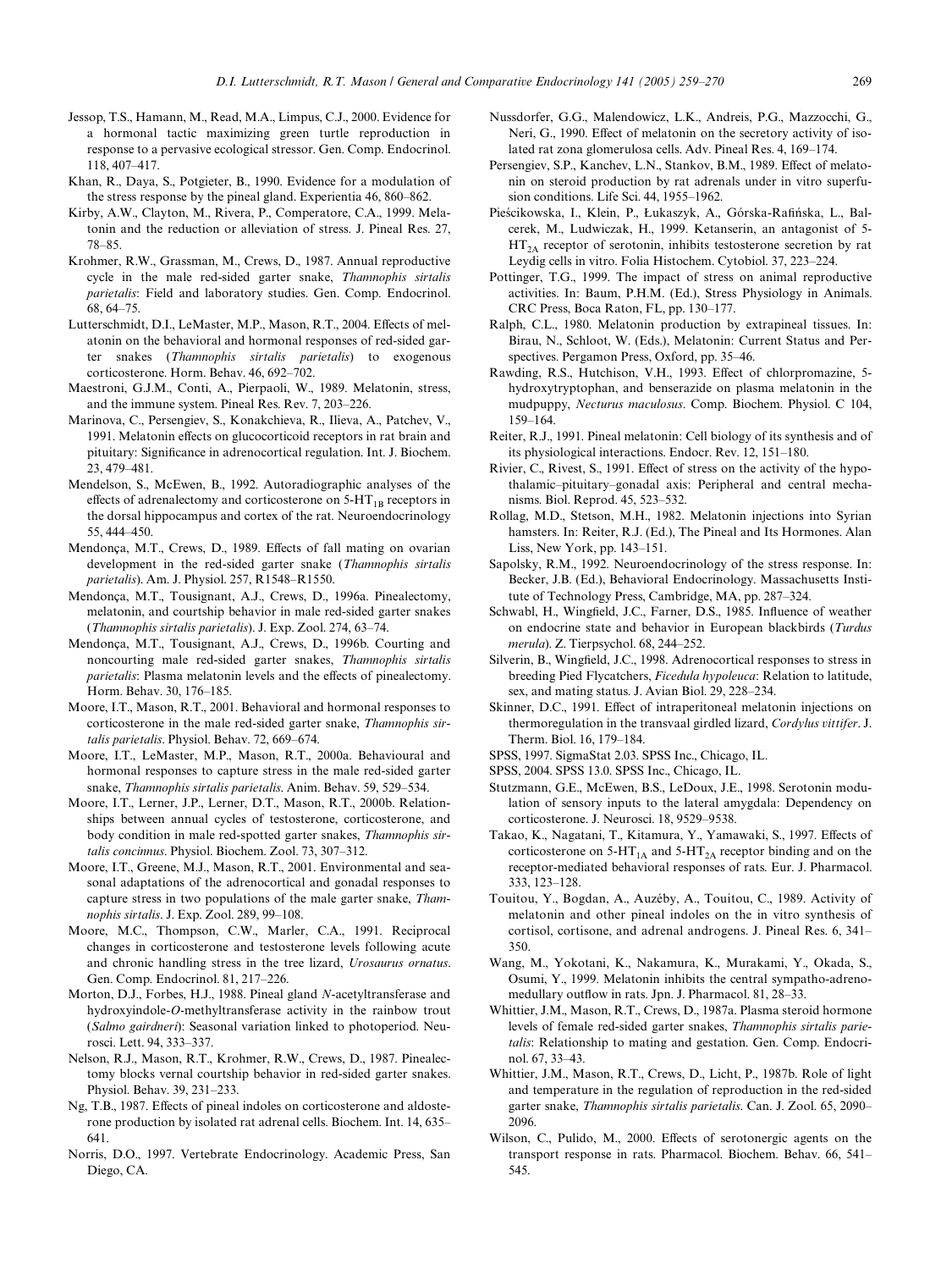Jessop, T.S., Hamann, M., Read, M.A., Limpus, C.J., 2000. Evidence for a hormonal tactic maximizing green turtle reproduction in response to a pervasive ecological stressor. Gen. Comp. Endocrinol. 118, 407–417.

Khan, R., Daya, S., Potgieter, B., 1990. Evidence for a modulation of the stress response by the pineal gland. Experientia 46, 860–862.

Kirby, A.W., Clayton, M., Rivera, P., Comperatore, C.A., 1999. Melatonin and the reduction or alleviation of stress. J. Pineal Res. 27, 78–85.

Krohmer, R.W., Grassman, M., Crews, D., 1987. Annual reproductive cycle in the male red-sided garter snake, *Thamnophis sirtalis parietalis*: Field and laboratory studies. Gen. Comp. Endocrinol. 68, 64–75.

Lutterschmidt, D.I., LeMaster, M.P., Mason, R.T., 2004. Effects of melatonin on the behavioral and hormonal responses of red-sided garter snakes (*Thamnophis sirtalis parietalis*) to exogenous corticosterone. Horm. Behav. 46, 692–702.

Maestroni, G.J.M., Conti, A., Pierpaoli, W., 1989. Melatonin, stress, and the immune system. Pineal Res. Rev. 7, 203–226.

Marinova, C., Persengiev, S., Konakchieva, R., Ilieva, A., Patchev, V., 1991. Melatonin effects on glucocorticoid receptors in rat brain and pituitary: Significance in adrenocortical regulation. Int. J. Biochem. 23, 479–481.

Mendelson, S., McEwen, B., 1992. Autoradiographic analyses of the effects of adrenalectomy and corticosterone on 5-$HT_{1B}$ receptors in the dorsal hippocampus and cortex of the rat. Neuroendocrinology 55, 444–450.

Mendonça, M.T., Crews, D., 1989. Effects of fall mating on ovarian development in the red-sided garter snake (*Thamnophis sirtalis parietalis*). Am. J. Physiol. 257, R1548–R1550.

Mendonça, M.T., Tousignant, A.J., Crews, D., 1996a. Pinealectomy, melatonin, and courtship behavior in male red-sided garter snakes (*Thamnophis sirtalis parietalis*). J. Exp. Zool. 274, 63–74.

Mendonça, M.T., Tousignant, A.J., Crews, D., 1996b. Courting and noncourting male red-sided garter snakes, *Thamnophis sirtalis parietalis*: Plasma melatonin levels and the effects of pinealectomy. Horm. Behav. 30, 176–185.

Moore, I.T., Mason, R.T., 2001. Behavioral and hormonal responses to corticosterone in the male red-sided garter snake, *Thamnophis sirtalis parietalis*. Physiol. Behav. 72, 669–674.

Moore, I.T., LeMaster, M.P., Mason, R.T., 2000a. Behavioural and hormonal responses to capture stress in the male red-sided garter snake, *Thamnophis sirtalis parietalis*. Anim. Behav. 59, 529–534.

Moore, I.T., Lerner, J.P., Lerner, D.T., Mason, R.T., 2000b. Relationships between annual cycles of testosterone, corticosterone, and body condition in male red-spotted garter snakes, *Thamnophis sirtalis concinnus*. Physiol. Biochem. Zool. 73, 307–312.

Moore, I.T., Greene, M.J., Mason, R.T., 2001. Environmental and seasonal adaptations of the adrenocortical and gonadal responses to capture stress in two populations of the male garter snake, *Thamnophis sirtalis*. J. Exp. Zool. 289, 99–108.

Moore, M.C., Thompson, C.W., Marler, C.A., 1991. Reciprocal changes in corticosterone and testosterone levels following acute and chronic handling stress in the tree lizard, *Urosaurus ornatus*. Gen. Comp. Endocrinol. 81, 217–226.

Morton, D.J., Forbes, H.J., 1988. Pineal gland *N*-acetyltransferase and hydroxyindole-*O*-methyltransferase activity in the rainbow trout (*Salmo gairdneri*): Seasonal variation linked to photoperiod. Neurosci. Lett. 94, 333–337.

Nelson, R.J., Mason, R.T., Krohmer, R.W., Crews, D., 1987. Pinealectomy blocks vernal courtship behavior in red-sided garter snakes. Physiol. Behav. 39, 231–233.

Ng, T.B., 1987. Effects of pineal indoles on corticosterone and aldosterone production by isolated rat adrenal cells. Biochem. Int. 14, 635–641.

Norris, D.O., 1997. Vertebrate Endocrinology. Academic Press, San Diego, CA.

Nussdorfer, G.G., Malendowicz, L.K., Andreis, P.G., Mazzocchi, G., Neri, G., 1990. Effect of melatonin on the secretory activity of isolated rat zona glomerulosa cells. Adv. Pineal Res. 4, 169–174.

Persengiev, S.P., Kanchev, L.N., Stankov, B.M., 1989. Effect of melatonin on steroid production by rat adrenals under in vitro superfusion conditions. Life Sci. 44, 1955–1962.

Pieścikowska, I., Klein, P., Łukaszyk, A., Górska-Rafińska, L., Balcerek, M., Ludwiczak, H., 1999. Ketanserin, an antagonist of 5-$HT_{2A}$ receptor of serotonin, inhibits testosterone secretion by rat Leydig cells in vitro. Folia Histochem. Cytobiol. 37, 223–224.

Pottinger, T.G., 1999. The impact of stress on animal reproductive activities. In: Baum, P.H.M. (Ed.), Stress Physiology in Animals. CRC Press, Boca Raton, FL, pp. 130–177.

Ralph, C.L., 1980. Melatonin production by extrapineal tissues. In: Birau, N., Schloot, W. (Eds.), Melatonin: Current Status and Perspectives. Pergamon Press, Oxford, pp. 35–46.

Rawding, R.S., Hutchison, V.H., 1993. Effect of chlorpromazine, 5-hydroxytryptophan, and benserazide on plasma melatonin in the mudpuppy, *Necturus maculosus*. Comp. Biochem. Physiol. C 104, 159–164.

Reiter, R.J., 1991. Pineal melatonin: Cell biology of its synthesis and of its physiological interactions. Endocr. Rev. 12, 151–180.

Rivier, C., Rivest, S., 1991. Effect of stress on the activity of the hypothalamic–pituitary–gonadal axis: Peripheral and central mechanisms. Biol. Reprod. 45, 523–532.

Rollag, M.D., Stetson, M.H., 1982. Melatonin injections into Syrian hamsters. In: Reiter, R.J. (Ed.), The Pineal and Its Hormones. Alan Liss, New York, pp. 143–151.

Sapolsky, R.M., 1992. Neuroendocrinology of the stress response. In: Becker, J.B. (Ed.), Behavioral Endocrinology. Massachusetts Institute of Technology Press, Cambridge, MA, pp. 287–324.

Schwabl, H., Wingfield, J.C., Farner, D.S., 1985. Influence of weather on endocrine state and behavior in European blackbirds (*Turdus merula*). Z. Tierpsychol. 68, 244–252.

Silverin, B., Wingfield, J.C., 1998. Adrenocortical responses to stress in breeding Pied Flycatchers, *Ficedula hypoleuca*: Relation to latitude, sex, and mating status. J. Avian Biol. 29, 228–234.

Skinner, D.C., 1991. Effect of intraperitoneal melatonin injections on thermoregulation in the transvaal girdled lizard, *Cordylus vittifer*. J. Therm. Biol. 16, 179–184.

SPSS, 1997. SigmaStat 2.03. SPSS Inc., Chicago, IL.

SPSS, 2004. SPSS 13.0. SPSS Inc., Chicago, IL.

Stutzmann, G.E., McEwen, B.S., LeDoux, J.E., 1998. Serotonin modulation of sensory inputs to the lateral amygdala: Dependency on corticosterone. J. Neurosci. 18, 9529–9538.

Takao, K., Nagatani, T., Kitamura, Y., Yamawaki, S., 1997. Effects of corticosterone on 5-$HT_{1A}$ and 5-$HT_{2A}$ receptor binding and on the receptor-mediated behavioral responses of rats. Eur. J. Pharmacol. 333, 123–128.

Touitou, Y., Bogdan, A., Auzéby, A., Touitou, C., 1989. Activity of melatonin and other pineal indoles on the in vitro synthesis of cortisol, cortisone, and adrenal androgens. J. Pineal Res. 6, 341–350.

Wang, M., Yokotani, K., Nakamura, K., Murakami, Y., Okada, S., Osumi, Y., 1999. Melatonin inhibits the central sympatho-adrenomedullary outflow in rats. Jpn. J. Pharmacol. 81, 28–33.

Whittier, J.M., Mason, R.T., Crews, D., 1987a. Plasma steroid hormone levels of female red-sided garter snakes, *Thamnophis sirtalis parietalis*: Relationship to mating and gestation. Gen. Comp. Endocrinol. 67, 33–43.

Whittier, J.M., Mason, R.T., Crews, D., Licht, P., 1987b. Role of light and temperature in the regulation of reproduction in the red-sided garter snake, *Thamnophis sirtalis parietalis*. Can. J. Zool. 65, 2090–2096.

Wilson, C., Pulido, M., 2000. Effects of serotonergic agents on the transport response in rats. Pharmacol. Biochem. Behav. 66, 541–545.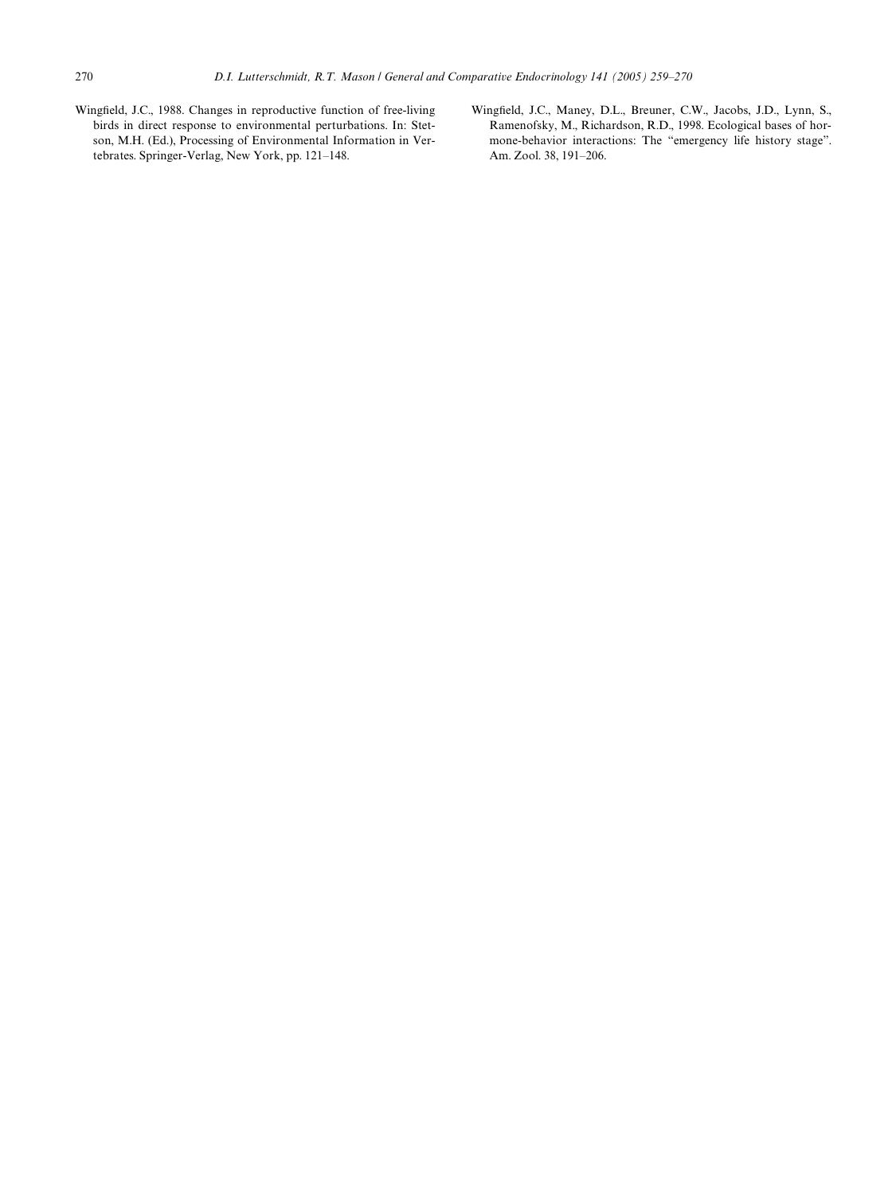Wingfield, J.C., 1988. Changes in reproductive function of free-living birds in direct response to environmental perturbations. In: Stetson, M.H. (Ed.), Processing of Environmental Information in Vertebrates. Springer-Verlag, New York, pp. 121–148.

Wingfield, J.C., Maney, D.L., Breuner, C.W., Jacobs, J.D., Lynn, S., Ramenofsky, M., Richardson, R.D., 1998. Ecological bases of hormone-behavior interactions: The "emergency life history stage". Am. Zool. 38, 191–206.